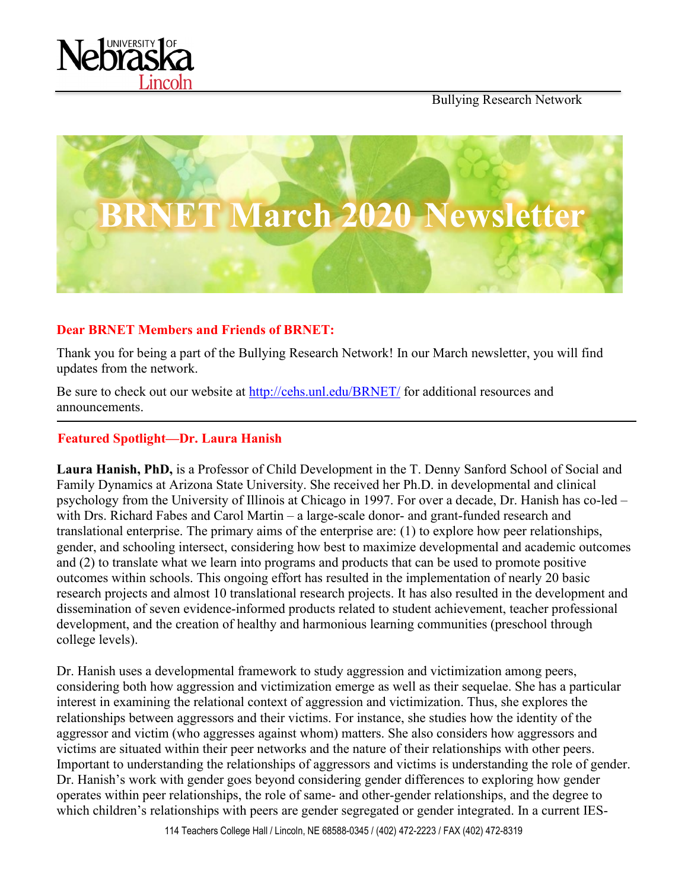Bullying Research Network

# BRNET March 2020 Newsletter

**Dear BRNET Members and Friends of BRNET:**

Thank you for being a part of the Bullying Research Network! In our March newsletter, you will find updates from the network.

Be sure to check out our website at http://cehs.unl.edu/BRNET/ for additional resources and announcements.

---

## Featured Spotlight—Dr. Laura Hanish

**Laura Hanish, PhD,** is a Professor of Child Development in the T. Denny Sanford School of Social and Family Dynamics at Arizona State University. She received her Ph.D. in developmental and clinical psychology from the University of Illinois at Chicago in 1997. For over a decade, Dr. Hanish has co-led – with Drs. Richard Fabes and Carol Martin – a large-scale donor- and grant-funded research and translational enterprise. The primary aims of the enterprise are: (1) to explore how peer relationships, gender, and schooling intersect, considering how best to maximize developmental and academic outcomes and (2) to translate what we learn into programs and products that can be used to promote positive outcomes within schools. This ongoing effort has resulted in the implementation of nearly 20 basic research projects and almost 10 translational research projects. It has also resulted in the development and dissemination of seven evidence-informed products related to student achievement, teacher professional development, and the creation of healthy and harmonious learning communities (preschool through college levels).

Dr. Hanish uses a developmental framework to study aggression and victimization among peers, considering both how aggression and victimization emerge as well as their sequelae. She has a particular interest in examining the relational context of aggression and victimization. Thus, she explores the relationships between aggressors and their victims. For instance, she studies how the identity of the aggressor and victim (who aggresses against whom) matters. She also considers how aggressors and victims are situated within their peer networks and the nature of their relationships with other peers. Important to understanding the relationships of aggressors and victims is understanding the role of gender. Dr. Hanish's work with gender goes beyond considering gender differences to exploring how gender operates within peer relationships, the role of same- and other-gender relationships, and the degree to which children's relationships with peers are gender segregated or gender integrated. In a current IES-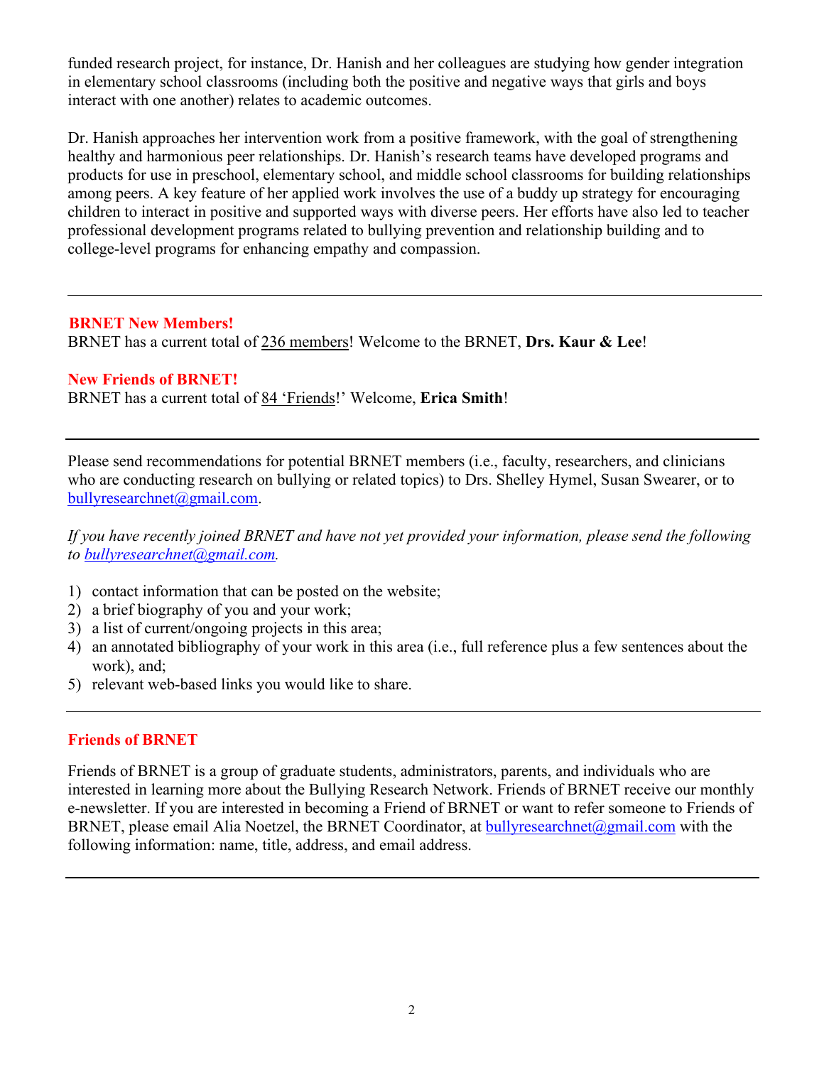funded research project, for instance, Dr. Hanish and her colleagues are studying how gender integration in elementary school classrooms (including both the positive and negative ways that girls and boys interact with one another) relates to academic outcomes.

Dr. Hanish approaches her intervention work from a positive framework, with the goal of strengthening healthy and harmonious peer relationships. Dr. Hanish's research teams have developed programs and products for use in preschool, elementary school, and middle school classrooms for building relationships among peers. A key feature of her applied work involves the use of a buddy up strategy for encouraging children to interact in positive and supported ways with diverse peers. Her efforts have also led to teacher professional development programs related to bullying prevention and relationship building and to college-level programs for enhancing empathy and compassion.

---

**BRNET New Members!**

BRNET has a current total of 236 members! Welcome to the BRNET, **Drs. Kaur & Lee**!

**New Friends of BRNET!**

BRNET has a current total of 84 'Friends!' Welcome, **Erica Smith**!

---

Please send recommendations for potential BRNET members (i.e., faculty, researchers, and clinicians who are conducting research on bullying or related topics) to Drs. Shelley Hymel, Susan Swearer, or to bullyresearchnet@gmail.com.

*If you have recently joined BRNET and have not yet provided your information, please send the following to bullyresearchnet@gmail.com.*

1) contact information that can be posted on the website;
2) a brief biography of you and your work;
3) a list of current/ongoing projects in this area;
4) an annotated bibliography of your work in this area (i.e., full reference plus a few sentences about the work), and;
5) relevant web-based links you would like to share.

---

**Friends of BRNET**

Friends of BRNET is a group of graduate students, administrators, parents, and individuals who are interested in learning more about the Bullying Research Network. Friends of BRNET receive our monthly e-newsletter. If you are interested in becoming a Friend of BRNET or want to refer someone to Friends of BRNET, please email Alia Noetzel, the BRNET Coordinator, at bullyresearchnet@gmail.com with the following information: name, title, address, and email address.

---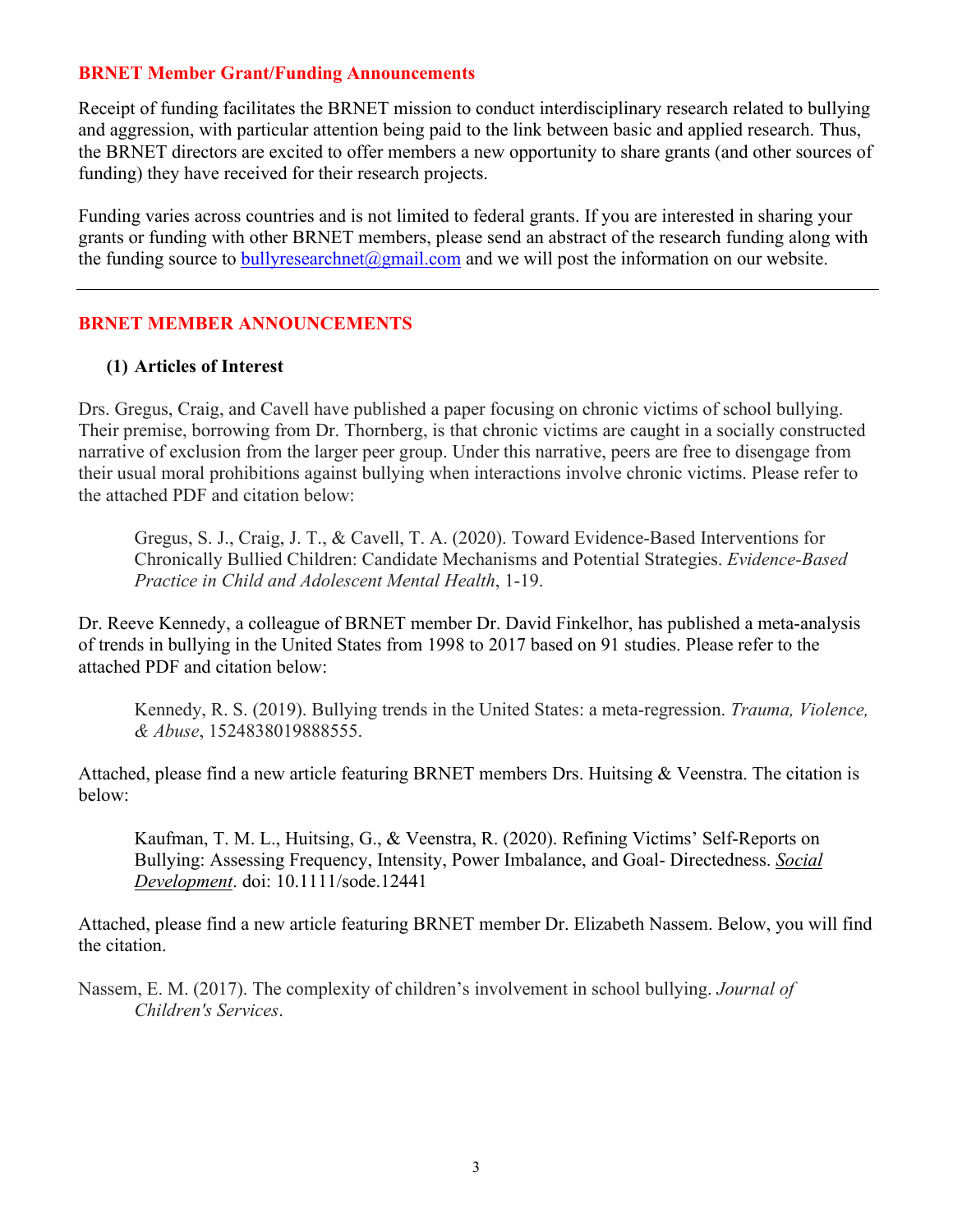## BRNET Member Grant/Funding Announcements

Receipt of funding facilitates the BRNET mission to conduct interdisciplinary research related to bullying and aggression, with particular attention being paid to the link between basic and applied research. Thus, the BRNET directors are excited to offer members a new opportunity to share grants (and other sources of funding) they have received for their research projects.

Funding varies across countries and is not limited to federal grants. If you are interested in sharing your grants or funding with other BRNET members, please send an abstract of the research funding along with the funding source to bullyresearchnet@gmail.com and we will post the information on our website.

---

## BRNET MEMBER ANNOUNCEMENTS

### (1) Articles of Interest

Drs. Gregus, Craig, and Cavell have published a paper focusing on chronic victims of school bullying. Their premise, borrowing from Dr. Thornberg, is that chronic victims are caught in a socially constructed narrative of exclusion from the larger peer group. Under this narrative, peers are free to disengage from their usual moral prohibitions against bullying when interactions involve chronic victims. Please refer to the attached PDF and citation below:

> Gregus, S. J., Craig, J. T., & Cavell, T. A. (2020). Toward Evidence-Based Interventions for Chronically Bullied Children: Candidate Mechanisms and Potential Strategies. *Evidence-Based Practice in Child and Adolescent Mental Health*, 1-19.

Dr. Reeve Kennedy, a colleague of BRNET member Dr. David Finkelhor, has published a meta-analysis of trends in bullying in the United States from 1998 to 2017 based on 91 studies. Please refer to the attached PDF and citation below:

> Kennedy, R. S. (2019). Bullying trends in the United States: a meta-regression. *Trauma, Violence, & Abuse*, 1524838019888555.

Attached, please find a new article featuring BRNET members Drs. Huitsing & Veenstra. The citation is below:

> Kaufman, T. M. L., Huitsing, G., & Veenstra, R. (2020). Refining Victims' Self-Reports on Bullying: Assessing Frequency, Intensity, Power Imbalance, and Goal- Directedness. *Social Development*. doi: 10.1111/sode.12441

Attached, please find a new article featuring BRNET member Dr. Elizabeth Nassem. Below, you will find the citation.

Nassem, E. M. (2017). The complexity of children's involvement in school bullying. *Journal of Children's Services*.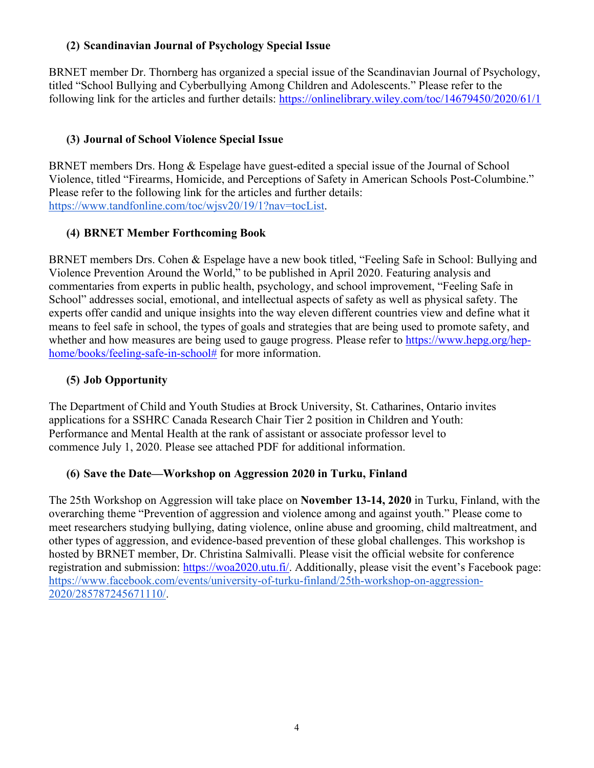### (2) Scandinavian Journal of Psychology Special Issue

BRNET member Dr. Thornberg has organized a special issue of the Scandinavian Journal of Psychology, titled "School Bullying and Cyberbullying Among Children and Adolescents." Please refer to the following link for the articles and further details: https://onlinelibrary.wiley.com/toc/14679450/2020/61/1

### (3) Journal of School Violence Special Issue

BRNET members Drs. Hong & Espelage have guest-edited a special issue of the Journal of School Violence, titled "Firearms, Homicide, and Perceptions of Safety in American Schools Post-Columbine." Please refer to the following link for the articles and further details: https://www.tandfonline.com/toc/wjsv20/19/1?nav=tocList.

### (4) BRNET Member Forthcoming Book

BRNET members Drs. Cohen & Espelage have a new book titled, "Feeling Safe in School: Bullying and Violence Prevention Around the World," to be published in April 2020. Featuring analysis and commentaries from experts in public health, psychology, and school improvement, "Feeling Safe in School" addresses social, emotional, and intellectual aspects of safety as well as physical safety. The experts offer candid and unique insights into the way eleven different countries view and define what it means to feel safe in school, the types of goals and strategies that are being used to promote safety, and whether and how measures are being used to gauge progress. Please refer to https://www.hepg.org/hep-home/books/feeling-safe-in-school# for more information.

### (5) Job Opportunity

The Department of Child and Youth Studies at Brock University, St. Catharines, Ontario invites applications for a SSHRC Canada Research Chair Tier 2 position in Children and Youth: Performance and Mental Health at the rank of assistant or associate professor level to commence July 1, 2020. Please see attached PDF for additional information.

### (6) Save the Date—Workshop on Aggression 2020 in Turku, Finland

The 25th Workshop on Aggression will take place on **November 13-14, 2020** in Turku, Finland, with the overarching theme "Prevention of aggression and violence among and against youth." Please come to meet researchers studying bullying, dating violence, online abuse and grooming, child maltreatment, and other types of aggression, and evidence-based prevention of these global challenges. This workshop is hosted by BRNET member, Dr. Christina Salmivalli. Please visit the official website for conference registration and submission: https://woa2020.utu.fi/. Additionally, please visit the event's Facebook page: https://www.facebook.com/events/university-of-turku-finland/25th-workshop-on-aggression-2020/285787245671110/.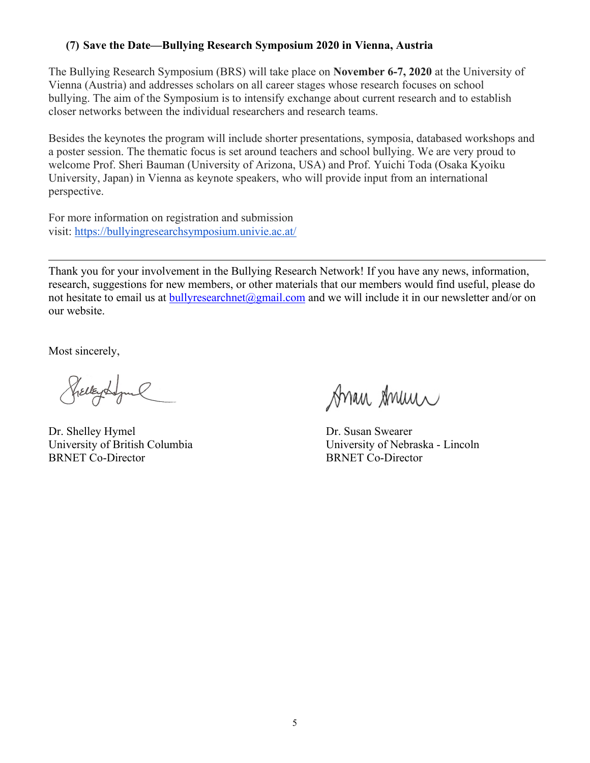### (7) Save the Date—Bullying Research Symposium 2020 in Vienna, Austria

The Bullying Research Symposium (BRS) will take place on **November 6-7, 2020** at the University of Vienna (Austria) and addresses scholars on all career stages whose research focuses on school bullying. The aim of the Symposium is to intensify exchange about current research and to establish closer networks between the individual researchers and research teams.

Besides the keynotes the program will include shorter presentations, symposia, databased workshops and a poster session. The thematic focus is set around teachers and school bullying. We are very proud to welcome Prof. Sheri Bauman (University of Arizona, USA) and Prof. Yuichi Toda (Osaka Kyoiku University, Japan) in Vienna as keynote speakers, who will provide input from an international perspective.

For more information on registration and submission visit: https://bullyingresearchsymposium.univie.ac.at/

---

Thank you for your involvement in the Bullying Research Network! If you have any news, information, research, suggestions for new members, or other materials that our members would find useful, please do not hesitate to email us at bullyresearchnet@gmail.com and we will include it in our newsletter and/or on our website.

Most sincerely,

Dr. Shelley Hymel
University of British Columbia
BRNET Co-Director

Dr. Susan Swearer
University of Nebraska - Lincoln
BRNET Co-Director